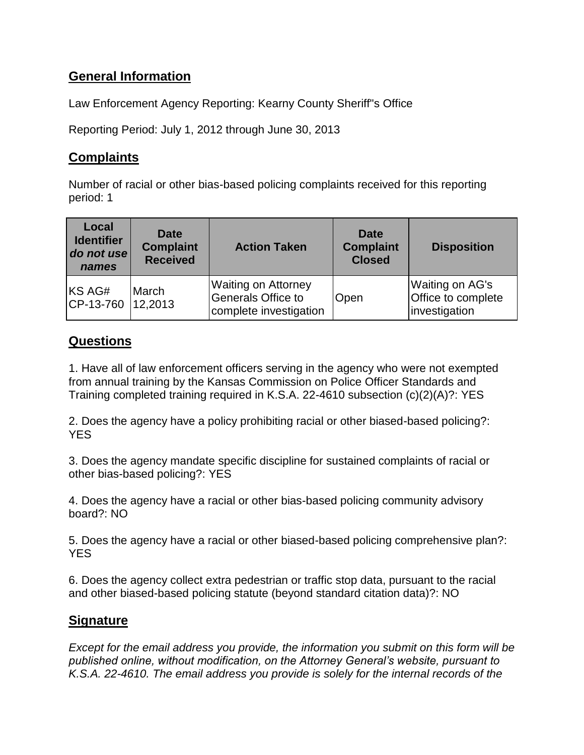## General Information

Law Enforcement Agency Reporting: Kearny County Sheriff"s Office

Reporting Period: July 1, 2012 through June 30, 2013

## Complaints

Number of racial or other bias-based policing complaints received for this reporting period: 1

| Local Identifier *do not use names* | Date Complaint Received | Action Taken | Date Complaint Closed | Disposition |
|---|---|---|---|---|
| KS AG# CP-13-760 | March 12,2013 | Waiting on Attorney Generals Office to complete investigation | Open | Waiting on AG's Office to complete investigation |

## Questions

1. Have all of law enforcement officers serving in the agency who were not exempted from annual training by the Kansas Commission on Police Officer Standards and Training completed training required in K.S.A. 22-4610 subsection (c)(2)(A)?: YES

2. Does the agency have a policy prohibiting racial or other biased-based policing?: YES

3. Does the agency mandate specific discipline for sustained complaints of racial or other bias-based policing?: YES

4. Does the agency have a racial or other bias-based policing community advisory board?: NO

5. Does the agency have a racial or other biased-based policing comprehensive plan?: YES

6. Does the agency collect extra pedestrian or traffic stop data, pursuant to the racial and other biased-based policing statute (beyond standard citation data)?: NO

## Signature

*Except for the email address you provide, the information you submit on this form will be published online, without modification, on the Attorney General's website, pursuant to K.S.A. 22-4610. The email address you provide is solely for the internal records of the*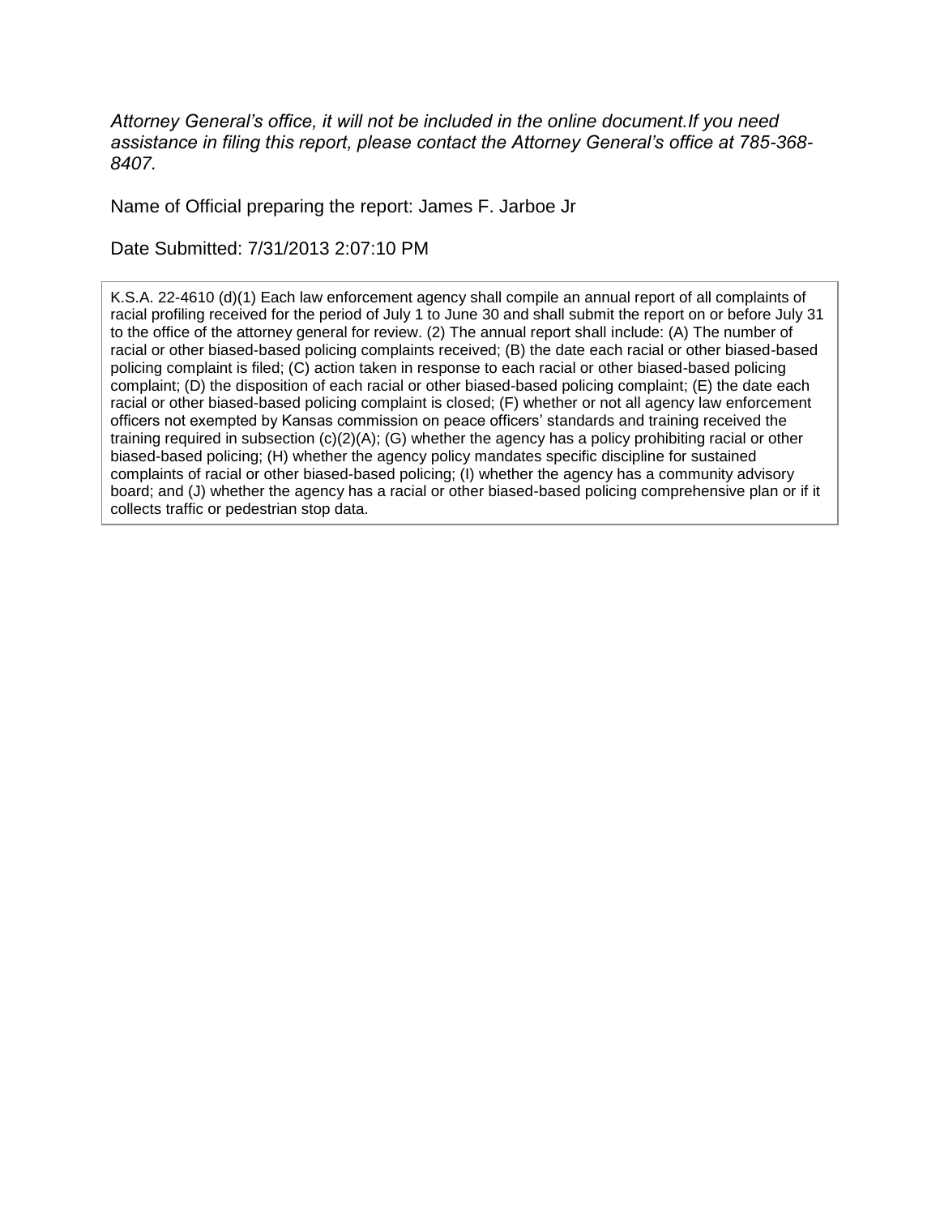*Attorney General's office, it will not be included in the online document.If you need assistance in filing this report, please contact the Attorney General's office at 785-368-8407.*

Name of Official preparing the report: James F. Jarboe Jr

Date Submitted: 7/31/2013 2:07:10 PM

K.S.A. 22-4610 (d)(1) Each law enforcement agency shall compile an annual report of all complaints of racial profiling received for the period of July 1 to June 30 and shall submit the report on or before July 31 to the office of the attorney general for review. (2) The annual report shall include: (A) The number of racial or other biased-based policing complaints received; (B) the date each racial or other biased-based policing complaint is filed; (C) action taken in response to each racial or other biased-based policing complaint; (D) the disposition of each racial or other biased-based policing complaint; (E) the date each racial or other biased-based policing complaint is closed; (F) whether or not all agency law enforcement officers not exempted by Kansas commission on peace officers' standards and training received the training required in subsection (c)(2)(A); (G) whether the agency has a policy prohibiting racial or other biased-based policing; (H) whether the agency policy mandates specific discipline for sustained complaints of racial or other biased-based policing; (I) whether the agency has a community advisory board; and (J) whether the agency has a racial or other biased-based policing comprehensive plan or if it collects traffic or pedestrian stop data.